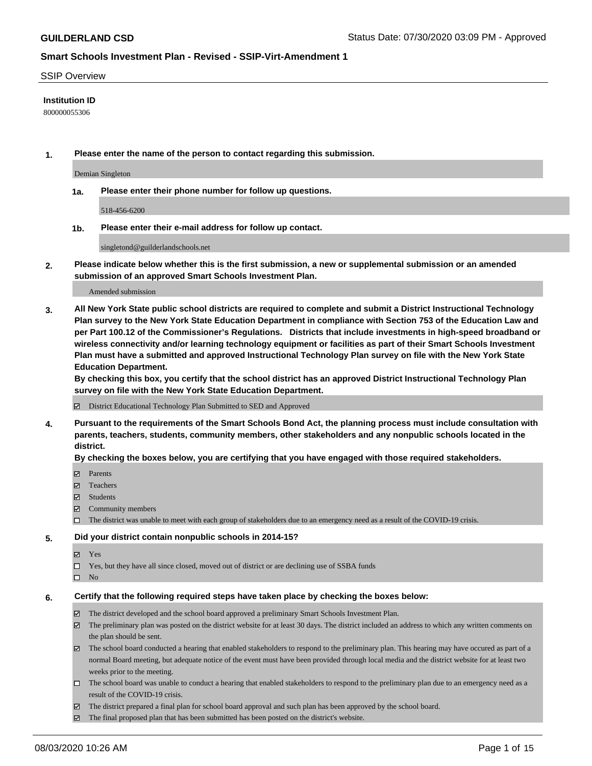# GUILDERLAND CSD

Status Date: 07/30/2020 03:09 PM - Approved

## Smart Schools Investment Plan - Revised - SSIP-Virt-Amendment 1

SSIP Overview

**Institution ID**

800000055306

**1. Please enter the name of the person to contact regarding this submission.**

Demian Singleton

**1a. Please enter their phone number for follow up questions.**

518-456-6200

**1b. Please enter their e-mail address for follow up contact.**

singletond@guilderlandschools.net

**2. Please indicate below whether this is the first submission, a new or supplemental submission or an amended submission of an approved Smart Schools Investment Plan.**

Amended submission

**3. All New York State public school districts are required to complete and submit a District Instructional Technology Plan survey to the New York State Education Department in compliance with Section 753 of the Education Law and per Part 100.12 of the Commissioner's Regulations. Districts that include investments in high-speed broadband or wireless connectivity and/or learning technology equipment or facilities as part of their Smart Schools Investment Plan must have a submitted and approved Instructional Technology Plan survey on file with the New York State Education Department.**
**By checking this box, you certify that the school district has an approved District Instructional Technology Plan survey on file with the New York State Education Department.**

- [x] District Educational Technology Plan Submitted to SED and Approved

**4. Pursuant to the requirements of the Smart Schools Bond Act, the planning process must include consultation with parents, teachers, students, community members, other stakeholders and any nonpublic schools located in the district.**
**By checking the boxes below, you are certifying that you have engaged with those required stakeholders.**

- [x] Parents
- [x] Teachers
- [x] Students
- [x] Community members
- [ ] The district was unable to meet with each group of stakeholders due to an emergency need as a result of the COVID-19 crisis.

**5. Did your district contain nonpublic schools in 2014-15?**

- [x] Yes
- [ ] Yes, but they have all since closed, moved out of district or are declining use of SSBA funds
- [ ] No

**6. Certify that the following required steps have taken place by checking the boxes below:**

- [x] The district developed and the school board approved a preliminary Smart Schools Investment Plan.
- [x] The preliminary plan was posted on the district website for at least 30 days. The district included an address to which any written comments on the plan should be sent.
- [x] The school board conducted a hearing that enabled stakeholders to respond to the preliminary plan. This hearing may have occured as part of a normal Board meeting, but adequate notice of the event must have been provided through local media and the district website for at least two weeks prior to the meeting.
- [ ] The school board was unable to conduct a hearing that enabled stakeholders to respond to the preliminary plan due to an emergency need as a result of the COVID-19 crisis.
- [x] The district prepared a final plan for school board approval and such plan has been approved by the school board.
- [x] The final proposed plan that has been submitted has been posted on the district's website.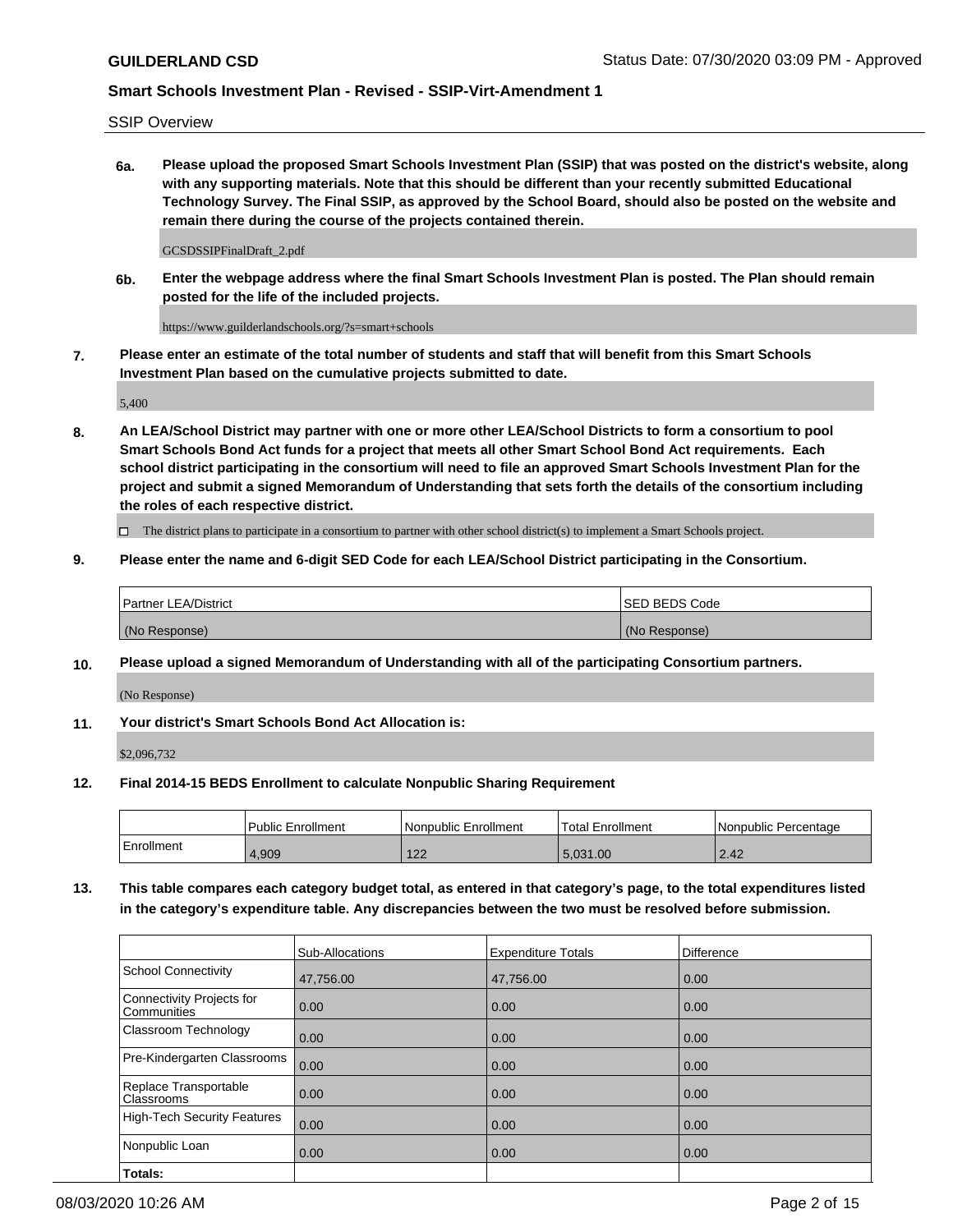SSIP Overview

**6a. Please upload the proposed Smart Schools Investment Plan (SSIP) that was posted on the district's website, along with any supporting materials. Note that this should be different than your recently submitted Educational Technology Survey. The Final SSIP, as approved by the School Board, should also be posted on the website and remain there during the course of the projects contained therein.**

GCSDSSIPFinalDraft_2.pdf

**6b. Enter the webpage address where the final Smart Schools Investment Plan is posted. The Plan should remain posted for the life of the included projects.**

https://www.guilderlandschools.org/?s=smart+schools

**7. Please enter an estimate of the total number of students and staff that will benefit from this Smart Schools Investment Plan based on the cumulative projects submitted to date.**

5,400

**8. An LEA/School District may partner with one or more other LEA/School Districts to form a consortium to pool Smart Schools Bond Act funds for a project that meets all other Smart School Bond Act requirements. Each school district participating in the consortium will need to file an approved Smart Schools Investment Plan for the project and submit a signed Memorandum of Understanding that sets forth the details of the consortium including the roles of each respective district.**

☐ The district plans to participate in a consortium to partner with other school district(s) to implement a Smart Schools project.

**9. Please enter the name and 6-digit SED Code for each LEA/School District participating in the Consortium.**

| Partner LEA/District | SED BEDS Code |
|---|---|
| (No Response) | (No Response) |

**10. Please upload a signed Memorandum of Understanding with all of the participating Consortium partners.**

(No Response)

**11. Your district's Smart Schools Bond Act Allocation is:**

$2,096,732

**12. Final 2014-15 BEDS Enrollment to calculate Nonpublic Sharing Requirement**

| | Public Enrollment | Nonpublic Enrollment | Total Enrollment | Nonpublic Percentage |
|---|---|---|---|---|
| Enrollment | 4,909 | 122 | 5,031.00 | 2.42 |

**13. This table compares each category budget total, as entered in that category's page, to the total expenditures listed in the category's expenditure table. Any discrepancies between the two must be resolved before submission.**

| | Sub-Allocations | Expenditure Totals | Difference |
|---|---|---|---|
| School Connectivity | 47,756.00 | 47,756.00 | 0.00 |
| Connectivity Projects for Communities | 0.00 | 0.00 | 0.00 |
| Classroom Technology | 0.00 | 0.00 | 0.00 |
| Pre-Kindergarten Classrooms | 0.00 | 0.00 | 0.00 |
| Replace Transportable Classrooms | 0.00 | 0.00 | 0.00 |
| High-Tech Security Features | 0.00 | 0.00 | 0.00 |
| Nonpublic Loan | 0.00 | 0.00 | 0.00 |
| **Totals:** | | | |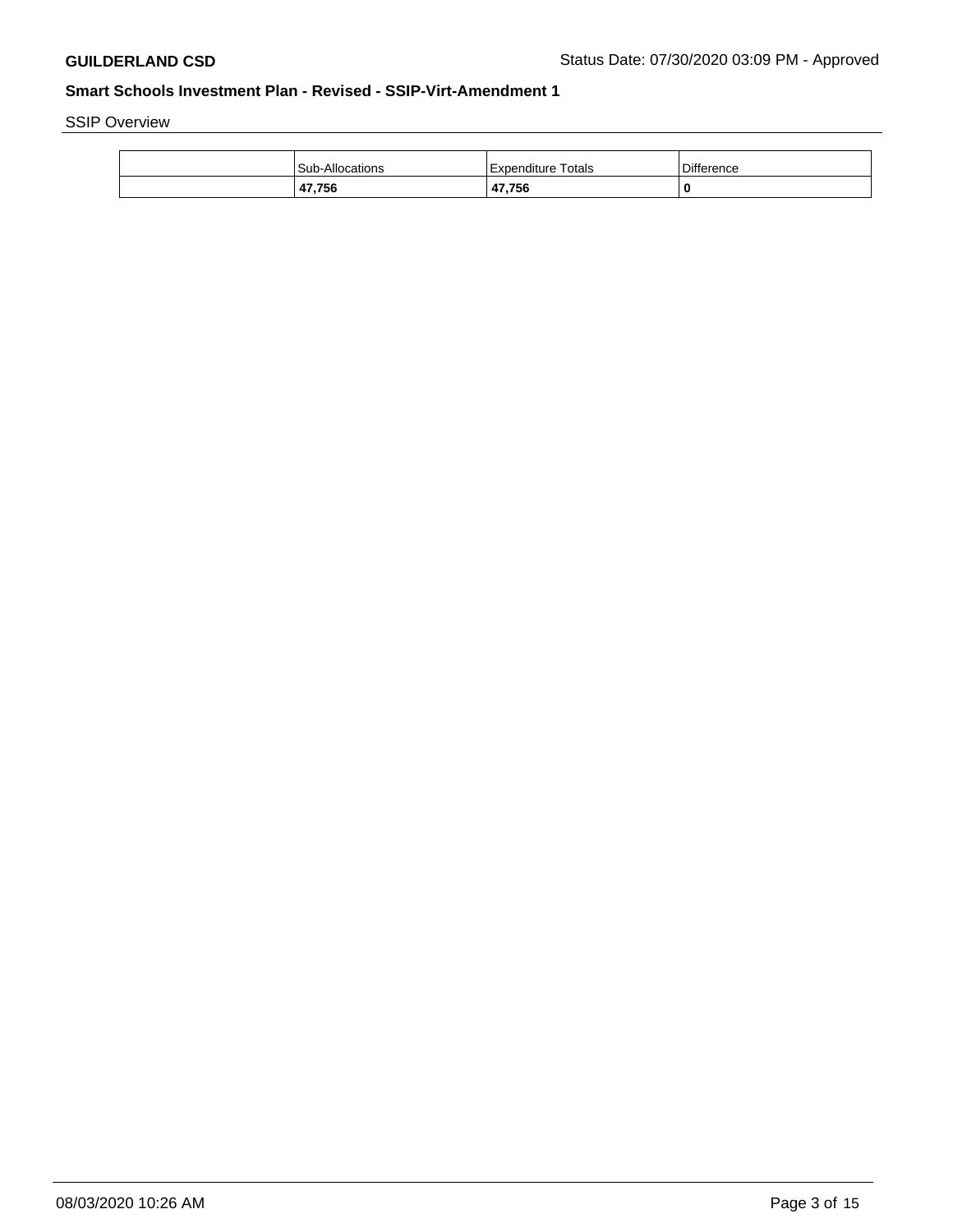SSIP Overview

| | Sub-Allocations | Expenditure Totals | Difference |
|---|---|---|---|
| | **47,756** | **47,756** | **0** |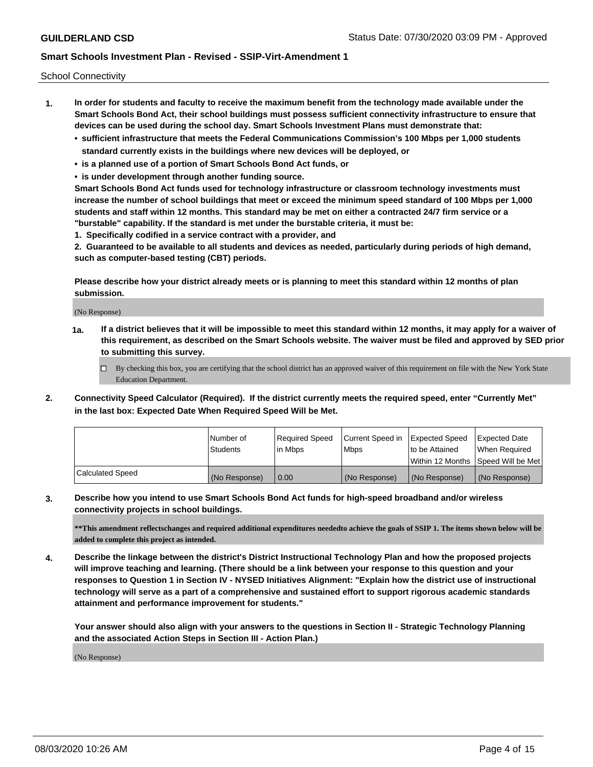School Connectivity

1. **In order for students and faculty to receive the maximum benefit from the technology made available under the Smart Schools Bond Act, their school buildings must possess sufficient connectivity infrastructure to ensure that devices can be used during the school day. Smart Schools Investment Plans must demonstrate that:**
   - **sufficient infrastructure that meets the Federal Communications Commission's 100 Mbps per 1,000 students standard currently exists in the buildings where new devices will be deployed, or**
   - **is a planned use of a portion of Smart Schools Bond Act funds, or**
   - **is under development through another funding source.**

   **Smart Schools Bond Act funds used for technology infrastructure or classroom technology investments must increase the number of school buildings that meet or exceed the minimum speed standard of 100 Mbps per 1,000 students and staff within 12 months. This standard may be met on either a contracted 24/7 firm service or a "burstable" capability. If the standard is met under the burstable criteria, it must be:**

   **1. Specifically codified in a service contract with a provider, and**

   **2. Guaranteed to be available to all students and devices as needed, particularly during periods of high demand, such as computer-based testing (CBT) periods.**

   **Please describe how your district already meets or is planning to meet this standard within 12 months of plan submission.**

   (No Response)

   **1a. If a district believes that it will be impossible to meet this standard within 12 months, it may apply for a waiver of this requirement, as described on the Smart Schools website. The waiver must be filed and approved by SED prior to submitting this survey.**

   ☐ By checking this box, you are certifying that the school district has an approved waiver of this requirement on file with the New York State Education Department.

2. **Connectivity Speed Calculator (Required). If the district currently meets the required speed, enter "Currently Met" in the last box: Expected Date When Required Speed Will be Met.**

| | Number of Students | Required Speed in Mbps | Current Speed in Mbps | Expected Speed to be Attained Within 12 Months | Expected Date When Required Speed Will be Met |
|---|---|---|---|---|---|
| Calculated Speed | (No Response) | 0.00 | (No Response) | (No Response) | (No Response) |

3. **Describe how you intend to use Smart Schools Bond Act funds for high-speed broadband and/or wireless connectivity projects in school buildings.**

   **\*\*This amendment reflectschanges and required additional expenditures neededto achieve the goals of SSIP 1. The items shown below will be added to complete this project as intended.**

4. **Describe the linkage between the district's District Instructional Technology Plan and how the proposed projects will improve teaching and learning. (There should be a link between your response to this question and your responses to Question 1 in Section IV - NYSED Initiatives Alignment: "Explain how the district use of instructional technology will serve as a part of a comprehensive and sustained effort to support rigorous academic standards attainment and performance improvement for students."**

   **Your answer should also align with your answers to the questions in Section II - Strategic Technology Planning and the associated Action Steps in Section III - Action Plan.)**

   (No Response)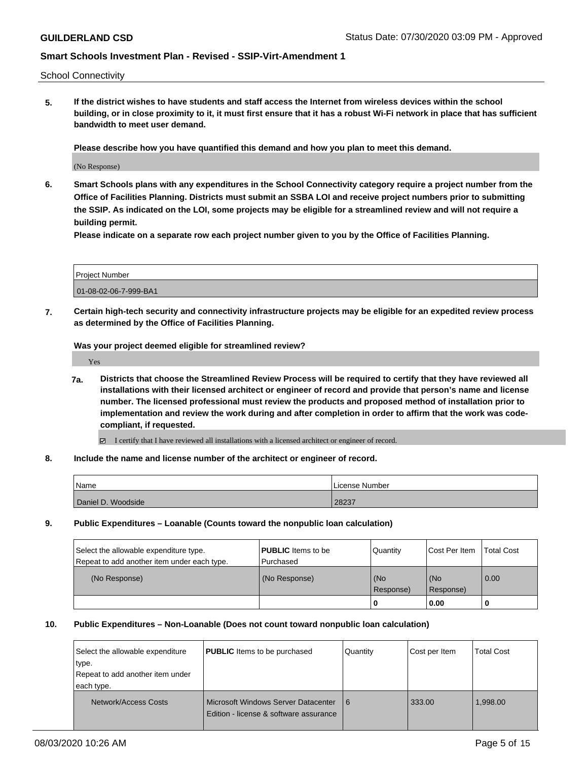School Connectivity

**5. If the district wishes to have students and staff access the Internet from wireless devices within the school building, or in close proximity to it, it must first ensure that it has a robust Wi-Fi network in place that has sufficient bandwidth to meet user demand.**

**Please describe how you have quantified this demand and how you plan to meet this demand.**

(No Response)

**6. Smart Schools plans with any expenditures in the School Connectivity category require a project number from the Office of Facilities Planning. Districts must submit an SSBA LOI and receive project numbers prior to submitting the SSIP. As indicated on the LOI, some projects may be eligible for a streamlined review and will not require a building permit.**

**Please indicate on a separate row each project number given to you by the Office of Facilities Planning.**

| Project Number |
|---|
| 01-08-02-06-7-999-BA1 |

**7. Certain high-tech security and connectivity infrastructure projects may be eligible for an expedited review process as determined by the Office of Facilities Planning.**

**Was your project deemed eligible for streamlined review?**

Yes

**7a. Districts that choose the Streamlined Review Process will be required to certify that they have reviewed all installations with their licensed architect or engineer of record and provide that person's name and license number. The licensed professional must review the products and proposed method of installation prior to implementation and review the work during and after completion in order to affirm that the work was code-compliant, if requested.**

☑ I certify that I have reviewed all installations with a licensed architect or engineer of record.

**8. Include the name and license number of the architect or engineer of record.**

| Name | License Number |
|---|---|
| Daniel D. Woodside | 28237 |

**9. Public Expenditures – Loanable (Counts toward the nonpublic loan calculation)**

| Select the allowable expenditure type. Repeat to add another item under each type. | **PUBLIC** Items to be Purchased | Quantity | Cost Per Item | Total Cost |
|---|---|---|---|---|
| (No Response) | (No Response) | (No Response) | (No Response) | 0.00 |
| | | **0** | **0.00** | **0** |

**10. Public Expenditures – Non-Loanable (Does not count toward nonpublic loan calculation)**

| Select the allowable expenditure type. Repeat to add another item under each type. | **PUBLIC** Items to be purchased | Quantity | Cost per Item | Total Cost |
|---|---|---|---|---|
| Network/Access Costs | Microsoft Windows Server Datacenter Edition - license & software assurance | 6 | 333.00 | 1,998.00 |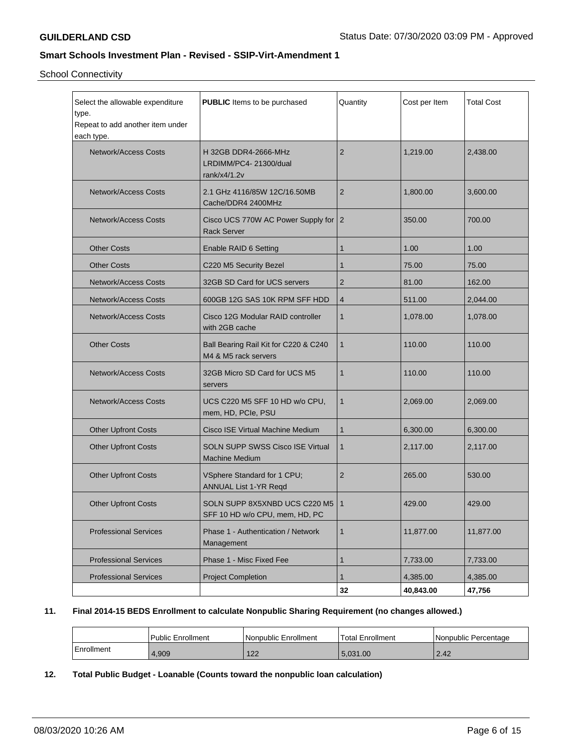School Connectivity

| Select the allowable expenditure type.<br>Repeat to add another item under each type. | **PUBLIC** Items to be purchased | Quantity | Cost per Item | Total Cost |
|---|---|---|---|---|
| Network/Access Costs | H 32GB DDR4-2666-MHz LRDIMM/PC4- 21300/dual rank/x4/1.2v | 2 | 1,219.00 | 2,438.00 |
| Network/Access Costs | 2.1 GHz 4116/85W 12C/16.50MB Cache/DDR4 2400MHz | 2 | 1,800.00 | 3,600.00 |
| Network/Access Costs | Cisco UCS 770W AC Power Supply for Rack Server | 2 | 350.00 | 700.00 |
| Other Costs | Enable RAID 6 Setting | 1 | 1.00 | 1.00 |
| Other Costs | C220 M5 Security Bezel | 1 | 75.00 | 75.00 |
| Network/Access Costs | 32GB SD Card for UCS servers | 2 | 81.00 | 162.00 |
| Network/Access Costs | 600GB 12G SAS 10K RPM SFF HDD | 4 | 511.00 | 2,044.00 |
| Network/Access Costs | Cisco 12G Modular RAID controller with 2GB cache | 1 | 1,078.00 | 1,078.00 |
| Other Costs | Ball Bearing Rail Kit for C220 & C240 M4 & M5 rack servers | 1 | 110.00 | 110.00 |
| Network/Access Costs | 32GB Micro SD Card for UCS M5 servers | 1 | 110.00 | 110.00 |
| Network/Access Costs | UCS C220 M5 SFF 10 HD w/o CPU, mem, HD, PCIe, PSU | 1 | 2,069.00 | 2,069.00 |
| Other Upfront Costs | Cisco ISE Virtual Machine Medium | 1 | 6,300.00 | 6,300.00 |
| Other Upfront Costs | SOLN SUPP SWSS Cisco ISE Virtual Machine Medium | 1 | 2,117.00 | 2,117.00 |
| Other Upfront Costs | VSphere Standard for 1 CPU; ANNUAL List 1-YR Reqd | 2 | 265.00 | 530.00 |
| Other Upfront Costs | SOLN SUPP 8X5XNBD UCS C220 M5 SFF 10 HD w/o CPU, mem, HD, PC | 1 | 429.00 | 429.00 |
| Professional Services | Phase 1 - Authentication / Network Management | 1 | 11,877.00 | 11,877.00 |
| Professional Services | Phase 1 - Misc Fixed Fee | 1 | 7,733.00 | 7,733.00 |
| Professional Services | Project Completion | 1 | 4,385.00 | 4,385.00 |
| | | **32** | **40,843.00** | **47,756** |

**11. Final 2014-15 BEDS Enrollment to calculate Nonpublic Sharing Requirement (no changes allowed.)**

| | Public Enrollment | Nonpublic Enrollment | Total Enrollment | Nonpublic Percentage |
|---|---|---|---|---|
| Enrollment | 4,909 | 122 | 5,031.00 | 2.42 |

**12. Total Public Budget - Loanable (Counts toward the nonpublic loan calculation)**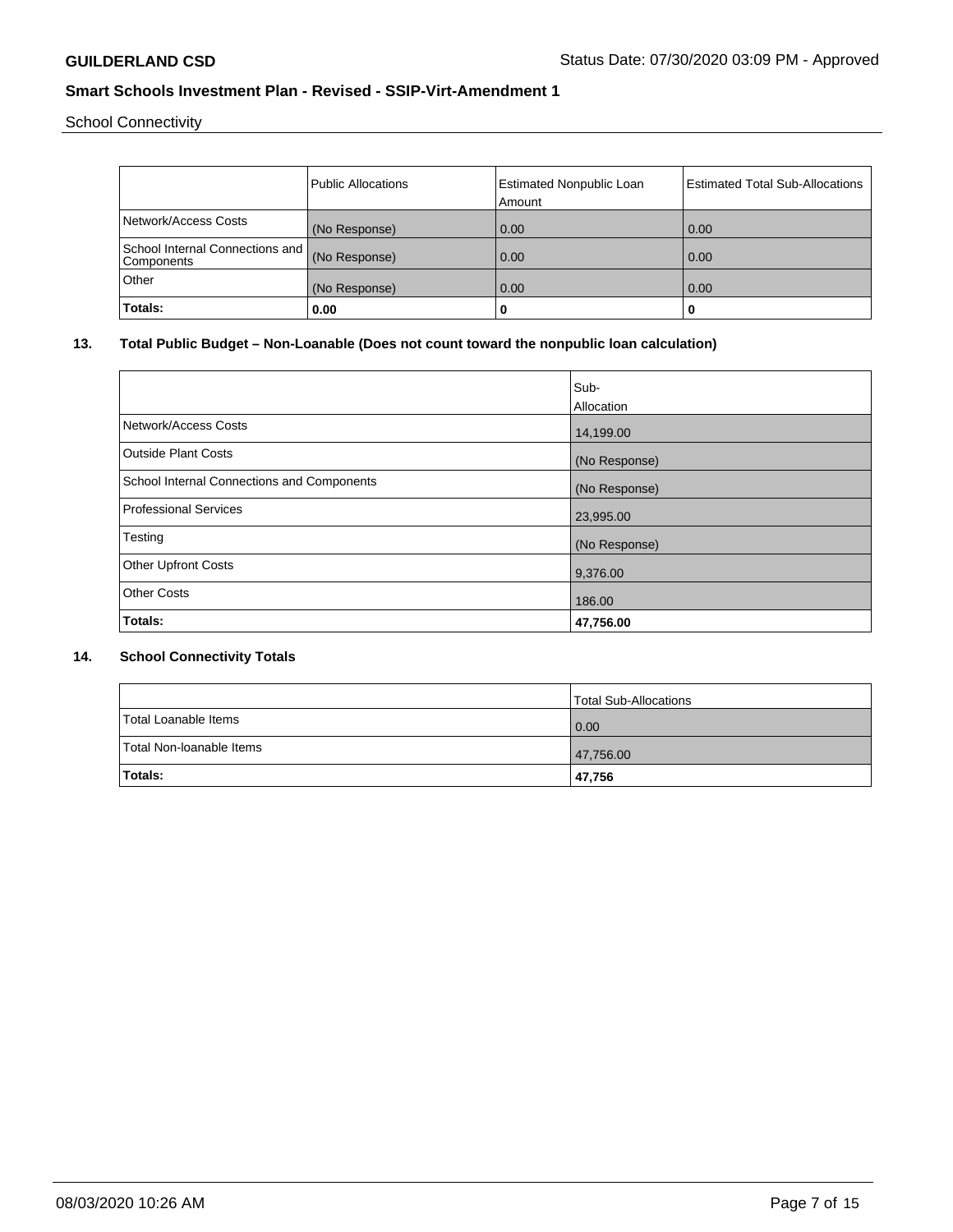School Connectivity

|  | Public Allocations | Estimated Nonpublic Loan Amount | Estimated Total Sub-Allocations |
| --- | --- | --- | --- |
| Network/Access Costs | (No Response) | 0.00 | 0.00 |
| School Internal Connections and Components | (No Response) | 0.00 | 0.00 |
| Other | (No Response) | 0.00 | 0.00 |
| **Totals:** | **0.00** | **0** | **0** |

**13. Total Public Budget – Non-Loanable (Does not count toward the nonpublic loan calculation)**

|  | Sub-Allocation |
| --- | --- |
| Network/Access Costs | 14,199.00 |
| Outside Plant Costs | (No Response) |
| School Internal Connections and Components | (No Response) |
| Professional Services | 23,995.00 |
| Testing | (No Response) |
| Other Upfront Costs | 9,376.00 |
| Other Costs | 186.00 |
| **Totals:** | **47,756.00** |

**14. School Connectivity Totals**

|  | Total Sub-Allocations |
| --- | --- |
| Total Loanable Items | 0.00 |
| Total Non-loanable Items | 47,756.00 |
| **Totals:** | **47,756** |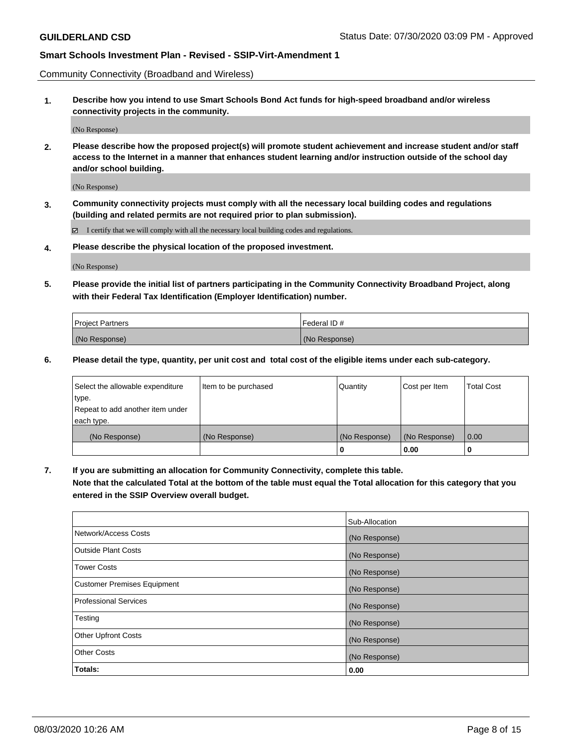Community Connectivity (Broadband and Wireless)

**1. Describe how you intend to use Smart Schools Bond Act funds for high-speed broadband and/or wireless connectivity projects in the community.**

(No Response)

**2. Please describe how the proposed project(s) will promote student achievement and increase student and/or staff access to the Internet in a manner that enhances student learning and/or instruction outside of the school day and/or school building.**

(No Response)

**3. Community connectivity projects must comply with all the necessary local building codes and regulations (building and related permits are not required prior to plan submission).**

☑ I certify that we will comply with all the necessary local building codes and regulations.

**4. Please describe the physical location of the proposed investment.**

(No Response)

**5. Please provide the initial list of partners participating in the Community Connectivity Broadband Project, along with their Federal Tax Identification (Employer Identification) number.**

| Project Partners | Federal ID # |
|---|---|
| (No Response) | (No Response) |

**6. Please detail the type, quantity, per unit cost and total cost of the eligible items under each sub-category.**

| Select the allowable expenditure type. Repeat to add another item under each type. | Item to be purchased | Quantity | Cost per Item | Total Cost |
|---|---|---|---|---|
| (No Response) | (No Response) | (No Response) | (No Response) | 0.00 |
| | | **0** | **0.00** | **0** |

**7. If you are submitting an allocation for Community Connectivity, complete this table. Note that the calculated Total at the bottom of the table must equal the Total allocation for this category that you entered in the SSIP Overview overall budget.**

| | Sub-Allocation |
|---|---|
| Network/Access Costs | (No Response) |
| Outside Plant Costs | (No Response) |
| Tower Costs | (No Response) |
| Customer Premises Equipment | (No Response) |
| Professional Services | (No Response) |
| Testing | (No Response) |
| Other Upfront Costs | (No Response) |
| Other Costs | (No Response) |
| **Totals:** | **0.00** |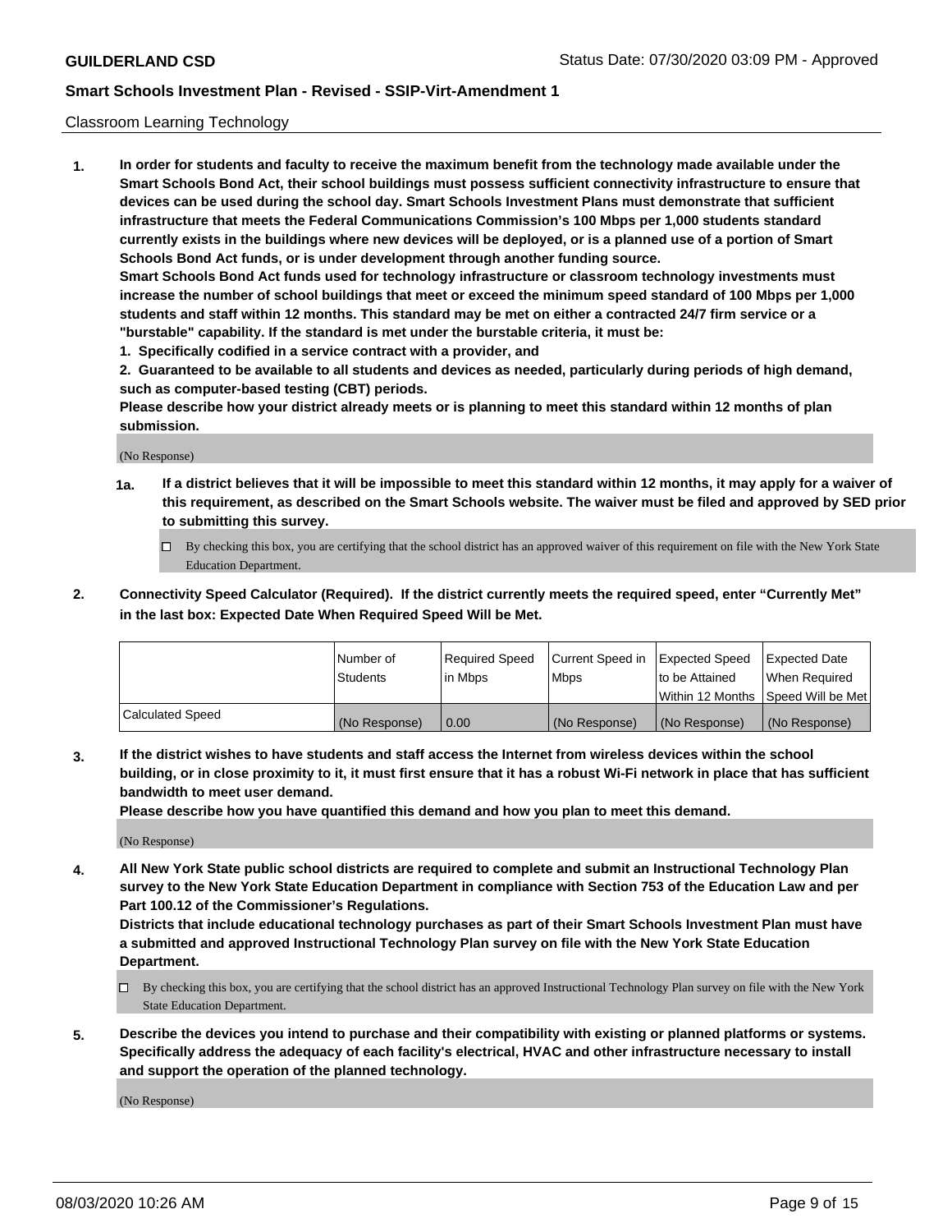Classroom Learning Technology

1. **In order for students and faculty to receive the maximum benefit from the technology made available under the Smart Schools Bond Act, their school buildings must possess sufficient connectivity infrastructure to ensure that devices can be used during the school day. Smart Schools Investment Plans must demonstrate that sufficient infrastructure that meets the Federal Communications Commission's 100 Mbps per 1,000 students standard currently exists in the buildings where new devices will be deployed, or is a planned use of a portion of Smart Schools Bond Act funds, or is under development through another funding source.**

   **Smart Schools Bond Act funds used for technology infrastructure or classroom technology investments must increase the number of school buildings that meet or exceed the minimum speed standard of 100 Mbps per 1,000 students and staff within 12 months. This standard may be met on either a contracted 24/7 firm service or a "burstable" capability. If the standard is met under the burstable criteria, it must be:**

   **1. Specifically codified in a service contract with a provider, and**

   **2. Guaranteed to be available to all students and devices as needed, particularly during periods of high demand, such as computer-based testing (CBT) periods.**

   **Please describe how your district already meets or is planning to meet this standard within 12 months of plan submission.**

   (No Response)

   **1a. If a district believes that it will be impossible to meet this standard within 12 months, it may apply for a waiver of this requirement, as described on the Smart Schools website. The waiver must be filed and approved by SED prior to submitting this survey.**

   ☐ By checking this box, you are certifying that the school district has an approved waiver of this requirement on file with the New York State Education Department.

2. **Connectivity Speed Calculator (Required). If the district currently meets the required speed, enter "Currently Met" in the last box: Expected Date When Required Speed Will be Met.**

| | Number of Students | Required Speed in Mbps | Current Speed in Mbps | Expected Speed to be Attained Within 12 Months | Expected Date When Required Speed Will be Met |
|---|---|---|---|---|---|
| Calculated Speed | (No Response) | 0.00 | (No Response) | (No Response) | (No Response) |

3. **If the district wishes to have students and staff access the Internet from wireless devices within the school building, or in close proximity to it, it must first ensure that it has a robust Wi-Fi network in place that has sufficient bandwidth to meet user demand.**

   **Please describe how you have quantified this demand and how you plan to meet this demand.**

   (No Response)

4. **All New York State public school districts are required to complete and submit an Instructional Technology Plan survey to the New York State Education Department in compliance with Section 753 of the Education Law and per Part 100.12 of the Commissioner's Regulations.**

   **Districts that include educational technology purchases as part of their Smart Schools Investment Plan must have a submitted and approved Instructional Technology Plan survey on file with the New York State Education Department.**

   ☐ By checking this box, you are certifying that the school district has an approved Instructional Technology Plan survey on file with the New York State Education Department.

5. **Describe the devices you intend to purchase and their compatibility with existing or planned platforms or systems. Specifically address the adequacy of each facility's electrical, HVAC and other infrastructure necessary to install and support the operation of the planned technology.**

   (No Response)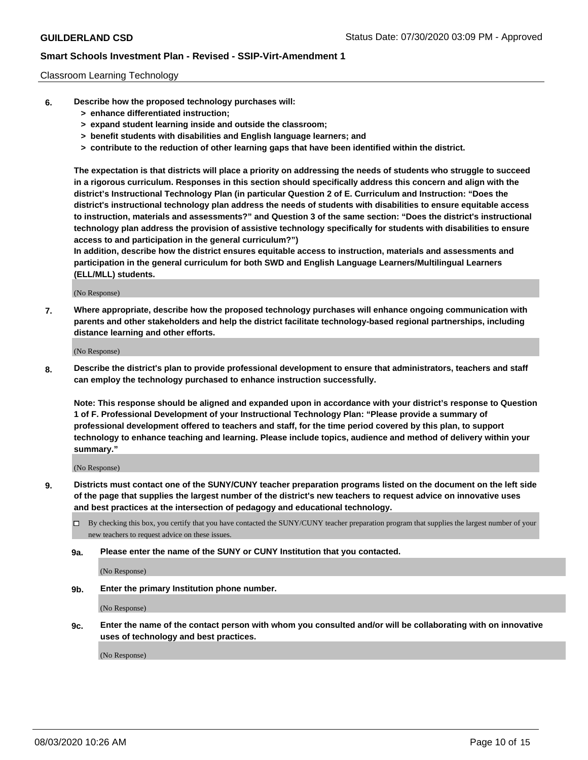Classroom Learning Technology

**6. Describe how the proposed technology purchases will:**

> **> enhance differentiated instruction;**
> **> expand student learning inside and outside the classroom;**
> **> benefit students with disabilities and English language learners; and**
> **> contribute to the reduction of other learning gaps that have been identified within the district.**

**The expectation is that districts will place a priority on addressing the needs of students who struggle to succeed in a rigorous curriculum. Responses in this section should specifically address this concern and align with the district's Instructional Technology Plan (in particular Question 2 of E. Curriculum and Instruction: "Does the district's instructional technology plan address the needs of students with disabilities to ensure equitable access to instruction, materials and assessments?" and Question 3 of the same section: "Does the district's instructional technology plan address the provision of assistive technology specifically for students with disabilities to ensure access to and participation in the general curriculum?")**

**In addition, describe how the district ensures equitable access to instruction, materials and assessments and participation in the general curriculum for both SWD and English Language Learners/Multilingual Learners (ELL/MLL) students.**

(No Response)

**7. Where appropriate, describe how the proposed technology purchases will enhance ongoing communication with parents and other stakeholders and help the district facilitate technology-based regional partnerships, including distance learning and other efforts.**

(No Response)

**8. Describe the district's plan to provide professional development to ensure that administrators, teachers and staff can employ the technology purchased to enhance instruction successfully.**

**Note: This response should be aligned and expanded upon in accordance with your district's response to Question 1 of F. Professional Development of your Instructional Technology Plan: "Please provide a summary of professional development offered to teachers and staff, for the time period covered by this plan, to support technology to enhance teaching and learning. Please include topics, audience and method of delivery within your summary."**

(No Response)

**9. Districts must contact one of the SUNY/CUNY teacher preparation programs listed on the document on the left side of the page that supplies the largest number of the district's new teachers to request advice on innovative uses and best practices at the intersection of pedagogy and educational technology.**

☐ By checking this box, you certify that you have contacted the SUNY/CUNY teacher preparation program that supplies the largest number of your new teachers to request advice on these issues.

**9a. Please enter the name of the SUNY or CUNY Institution that you contacted.**

(No Response)

**9b. Enter the primary Institution phone number.**

(No Response)

**9c. Enter the name of the contact person with whom you consulted and/or will be collaborating with on innovative uses of technology and best practices.**

(No Response)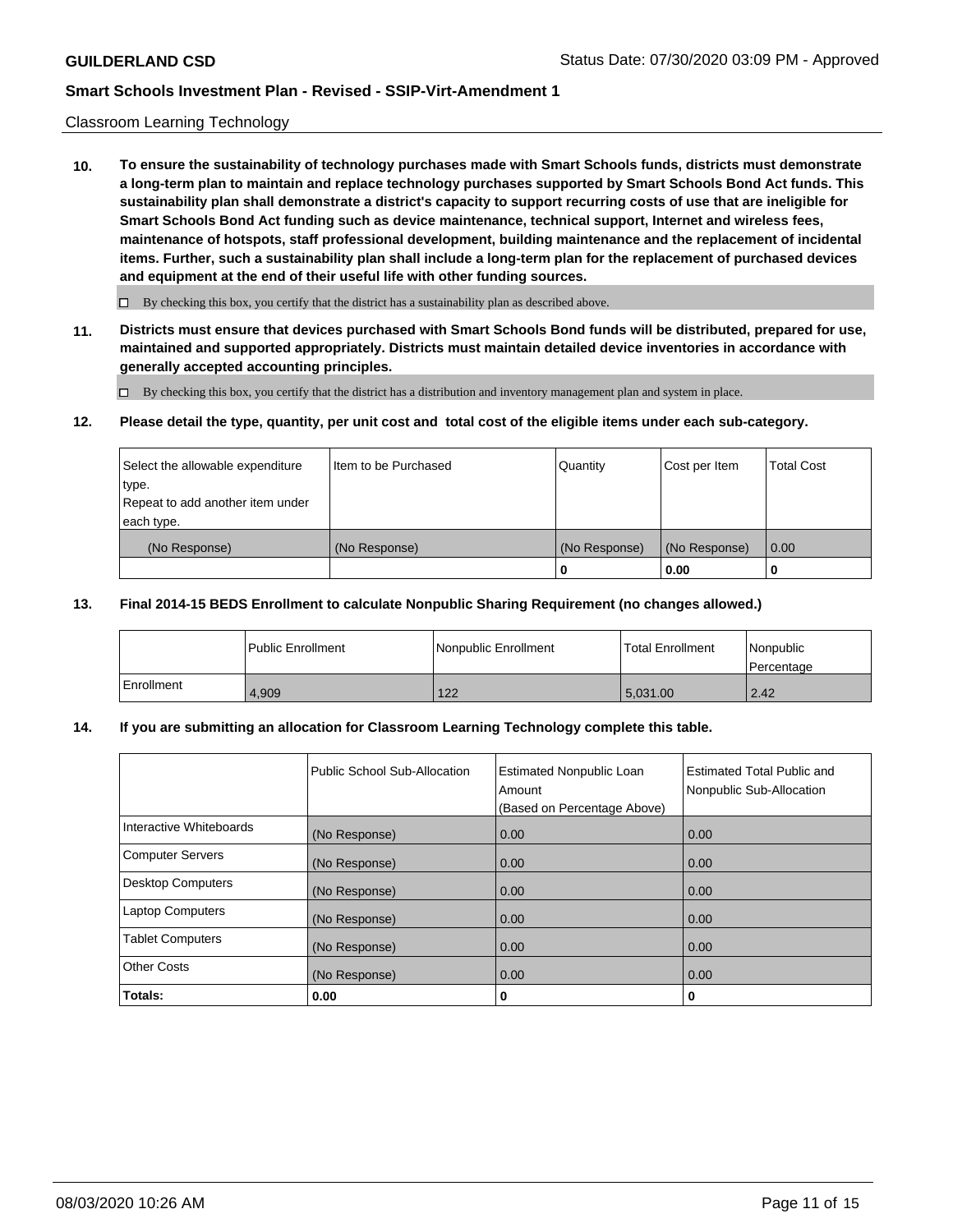Classroom Learning Technology

**10. To ensure the sustainability of technology purchases made with Smart Schools funds, districts must demonstrate a long-term plan to maintain and replace technology purchases supported by Smart Schools Bond Act funds. This sustainability plan shall demonstrate a district's capacity to support recurring costs of use that are ineligible for Smart Schools Bond Act funding such as device maintenance, technical support, Internet and wireless fees, maintenance of hotspots, staff professional development, building maintenance and the replacement of incidental items. Further, such a sustainability plan shall include a long-term plan for the replacement of purchased devices and equipment at the end of their useful life with other funding sources.**

☐ By checking this box, you certify that the district has a sustainability plan as described above.

**11. Districts must ensure that devices purchased with Smart Schools Bond funds will be distributed, prepared for use, maintained and supported appropriately. Districts must maintain detailed device inventories in accordance with generally accepted accounting principles.**

☐ By checking this box, you certify that the district has a distribution and inventory management plan and system in place.

**12. Please detail the type, quantity, per unit cost and total cost of the eligible items under each sub-category.**

| Select the allowable expenditure type. Repeat to add another item under each type. | Item to be Purchased | Quantity | Cost per Item | Total Cost |
|---|---|---|---|---|
| (No Response) | (No Response) | (No Response) | (No Response) | 0.00 |
| | | 0 | 0.00 | 0 |

**13. Final 2014-15 BEDS Enrollment to calculate Nonpublic Sharing Requirement (no changes allowed.)**

| | Public Enrollment | Nonpublic Enrollment | Total Enrollment | Nonpublic Percentage |
|---|---|---|---|---|
| Enrollment | 4,909 | 122 | 5,031.00 | 2.42 |

**14. If you are submitting an allocation for Classroom Learning Technology complete this table.**

| | Public School Sub-Allocation | Estimated Nonpublic Loan Amount (Based on Percentage Above) | Estimated Total Public and Nonpublic Sub-Allocation |
|---|---|---|---|
| Interactive Whiteboards | (No Response) | 0.00 | 0.00 |
| Computer Servers | (No Response) | 0.00 | 0.00 |
| Desktop Computers | (No Response) | 0.00 | 0.00 |
| Laptop Computers | (No Response) | 0.00 | 0.00 |
| Tablet Computers | (No Response) | 0.00 | 0.00 |
| Other Costs | (No Response) | 0.00 | 0.00 |
| **Totals:** | **0.00** | **0** | **0** |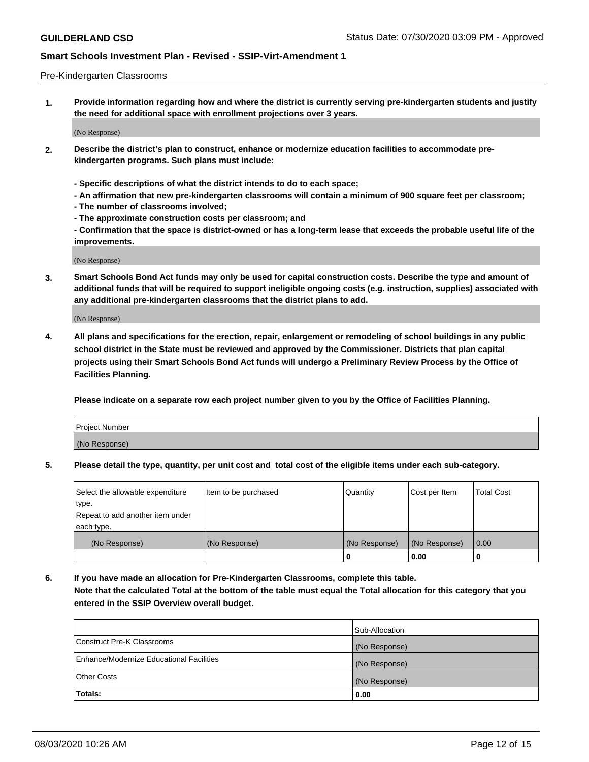Pre-Kindergarten Classrooms

**1. Provide information regarding how and where the district is currently serving pre-kindergarten students and justify the need for additional space with enrollment projections over 3 years.**

(No Response)

**2. Describe the district's plan to construct, enhance or modernize education facilities to accommodate pre-kindergarten programs. Such plans must include:**

**- Specific descriptions of what the district intends to do to each space;**
**- An affirmation that new pre-kindergarten classrooms will contain a minimum of 900 square feet per classroom;**
**- The number of classrooms involved;**
**- The approximate construction costs per classroom; and**
**- Confirmation that the space is district-owned or has a long-term lease that exceeds the probable useful life of the improvements.**

(No Response)

**3. Smart Schools Bond Act funds may only be used for capital construction costs. Describe the type and amount of additional funds that will be required to support ineligible ongoing costs (e.g. instruction, supplies) associated with any additional pre-kindergarten classrooms that the district plans to add.**

(No Response)

**4. All plans and specifications for the erection, repair, enlargement or remodeling of school buildings in any public school district in the State must be reviewed and approved by the Commissioner. Districts that plan capital projects using their Smart Schools Bond Act funds will undergo a Preliminary Review Process by the Office of Facilities Planning.**

**Please indicate on a separate row each project number given to you by the Office of Facilities Planning.**

| Project Number |
|---|
| (No Response) |

**5. Please detail the type, quantity, per unit cost and total cost of the eligible items under each sub-category.**

| Select the allowable expenditure type. Repeat to add another item under each type. | Item to be purchased | Quantity | Cost per Item | Total Cost |
|---|---|---|---|---|
| (No Response) | (No Response) | (No Response) | (No Response) | 0.00 |
| | | 0 | 0.00 | 0 |

**6. If you have made an allocation for Pre-Kindergarten Classrooms, complete this table. Note that the calculated Total at the bottom of the table must equal the Total allocation for this category that you entered in the SSIP Overview overall budget.**

| | Sub-Allocation |
|---|---|
| Construct Pre-K Classrooms | (No Response) |
| Enhance/Modernize Educational Facilities | (No Response) |
| Other Costs | (No Response) |
| **Totals:** | **0.00** |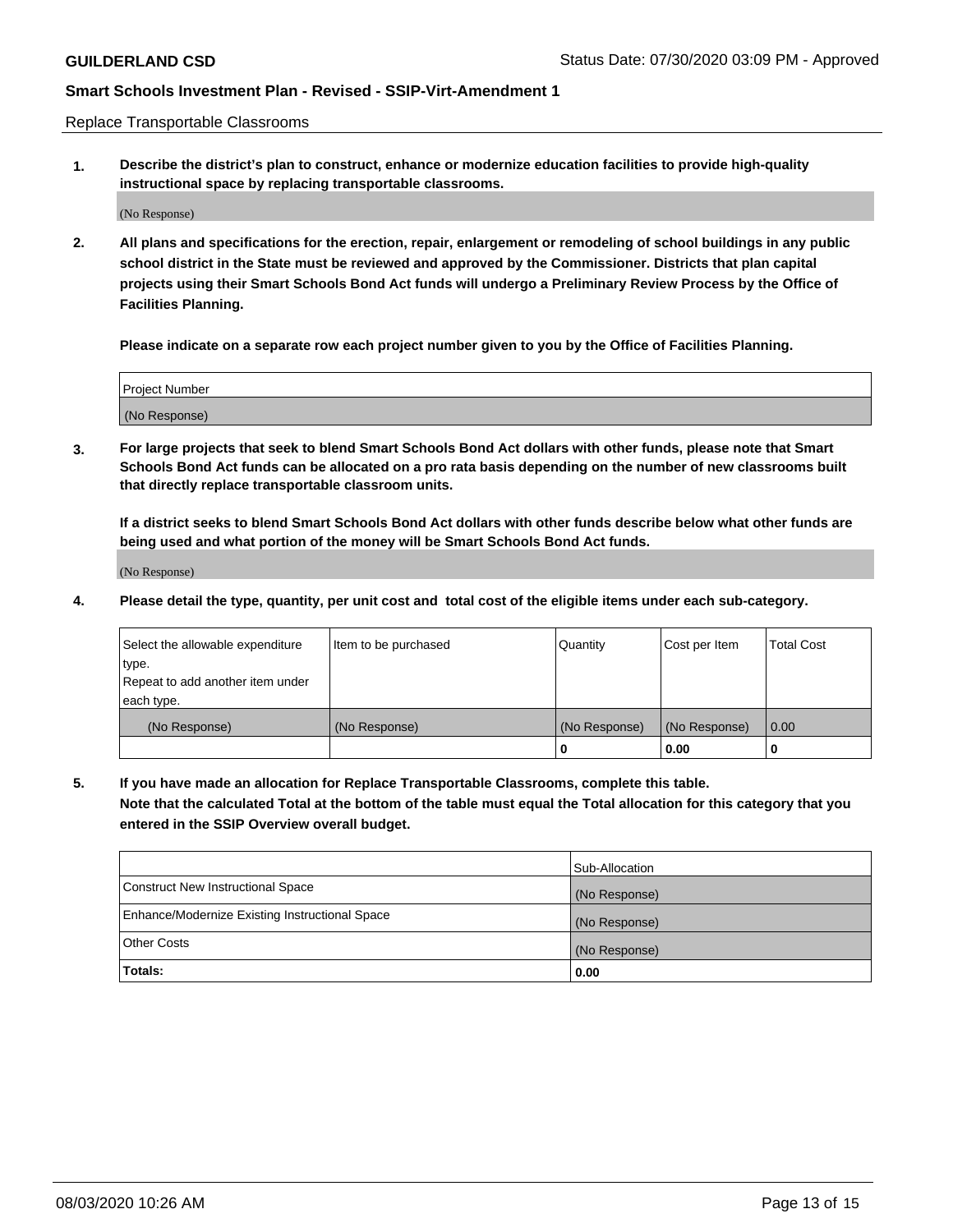Replace Transportable Classrooms

**1. Describe the district's plan to construct, enhance or modernize education facilities to provide high-quality instructional space by replacing transportable classrooms.**

(No Response)

**2. All plans and specifications for the erection, repair, enlargement or remodeling of school buildings in any public school district in the State must be reviewed and approved by the Commissioner. Districts that plan capital projects using their Smart Schools Bond Act funds will undergo a Preliminary Review Process by the Office of Facilities Planning.**

**Please indicate on a separate row each project number given to you by the Office of Facilities Planning.**

| Project Number |
|---|
| (No Response) |

**3. For large projects that seek to blend Smart Schools Bond Act dollars with other funds, please note that Smart Schools Bond Act funds can be allocated on a pro rata basis depending on the number of new classrooms built that directly replace transportable classroom units.**

**If a district seeks to blend Smart Schools Bond Act dollars with other funds describe below what other funds are being used and what portion of the money will be Smart Schools Bond Act funds.**

(No Response)

**4. Please detail the type, quantity, per unit cost and total cost of the eligible items under each sub-category.**

| Select the allowable expenditure type. Repeat to add another item under each type. | Item to be purchased | Quantity | Cost per Item | Total Cost |
|---|---|---|---|---|
| (No Response) | (No Response) | (No Response) | (No Response) | 0.00 |
| | | 0 | 0.00 | 0 |

**5. If you have made an allocation for Replace Transportable Classrooms, complete this table. Note that the calculated Total at the bottom of the table must equal the Total allocation for this category that you entered in the SSIP Overview overall budget.**

| | Sub-Allocation |
|---|---|
| Construct New Instructional Space | (No Response) |
| Enhance/Modernize Existing Instructional Space | (No Response) |
| Other Costs | (No Response) |
| **Totals:** | **0.00** |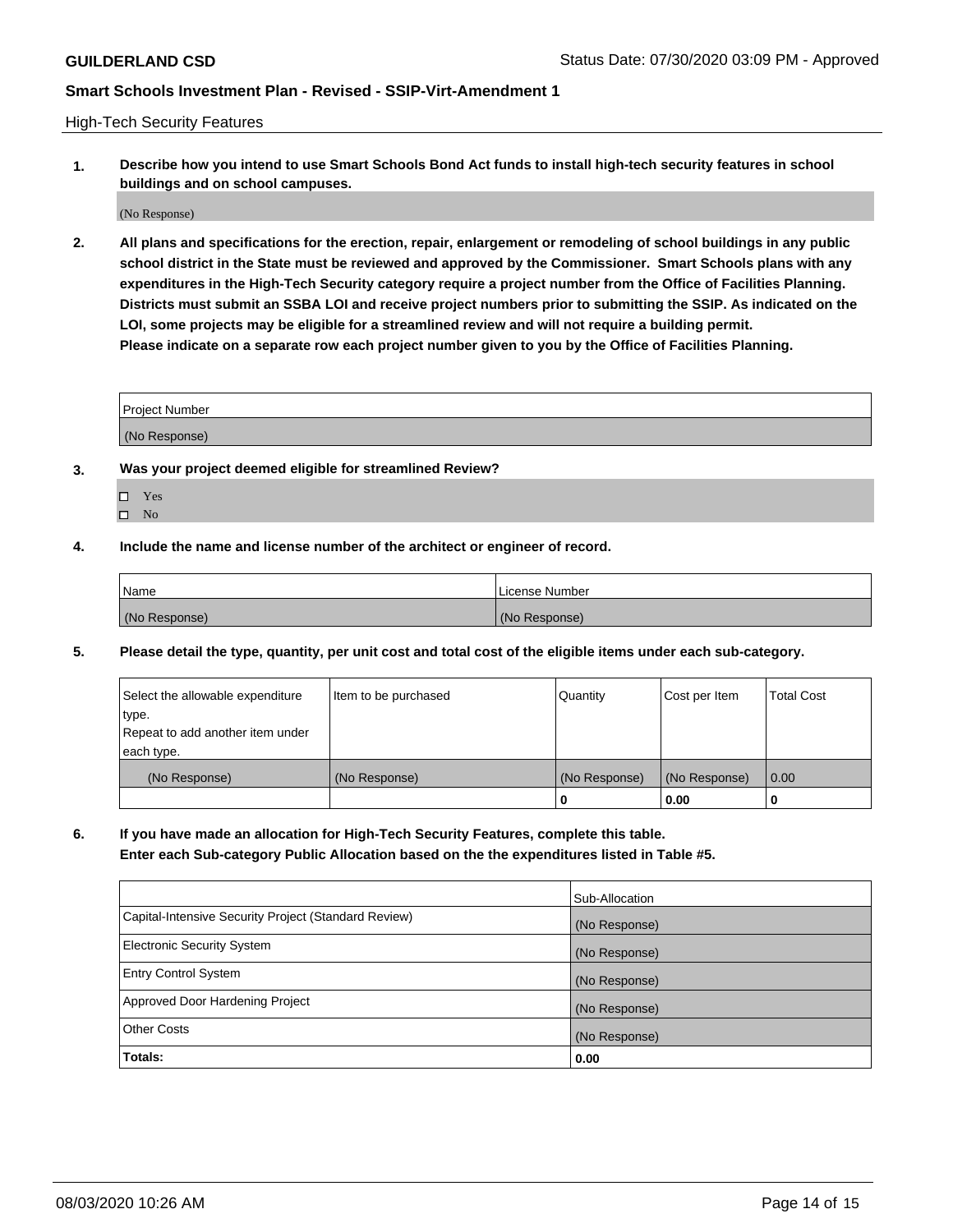High-Tech Security Features

**1. Describe how you intend to use Smart Schools Bond Act funds to install high-tech security features in school buildings and on school campuses.**

(No Response)

**2. All plans and specifications for the erection, repair, enlargement or remodeling of school buildings in any public school district in the State must be reviewed and approved by the Commissioner. Smart Schools plans with any expenditures in the High-Tech Security category require a project number from the Office of Facilities Planning. Districts must submit an SSBA LOI and receive project numbers prior to submitting the SSIP. As indicated on the LOI, some projects may be eligible for a streamlined review and will not require a building permit.**
**Please indicate on a separate row each project number given to you by the Office of Facilities Planning.**

| Project Number |
| --- |
| (No Response) |

**3. Was your project deemed eligible for streamlined Review?**

- ☐ Yes
- ☐ No

**4. Include the name and license number of the architect or engineer of record.**

| Name | License Number |
| --- | --- |
| (No Response) | (No Response) |

**5. Please detail the type, quantity, per unit cost and total cost of the eligible items under each sub-category.**

| Select the allowable expenditure type. Repeat to add another item under each type. | Item to be purchased | Quantity | Cost per Item | Total Cost |
| --- | --- | --- | --- | --- |
| (No Response) | (No Response) | (No Response) | (No Response) | 0.00 |
| | | 0 | 0.00 | 0 |

**6. If you have made an allocation for High-Tech Security Features, complete this table.**
**Enter each Sub-category Public Allocation based on the the expenditures listed in Table #5.**

| | Sub-Allocation |
| --- | --- |
| Capital-Intensive Security Project (Standard Review) | (No Response) |
| Electronic Security System | (No Response) |
| Entry Control System | (No Response) |
| Approved Door Hardening Project | (No Response) |
| Other Costs | (No Response) |
| **Totals:** | **0.00** |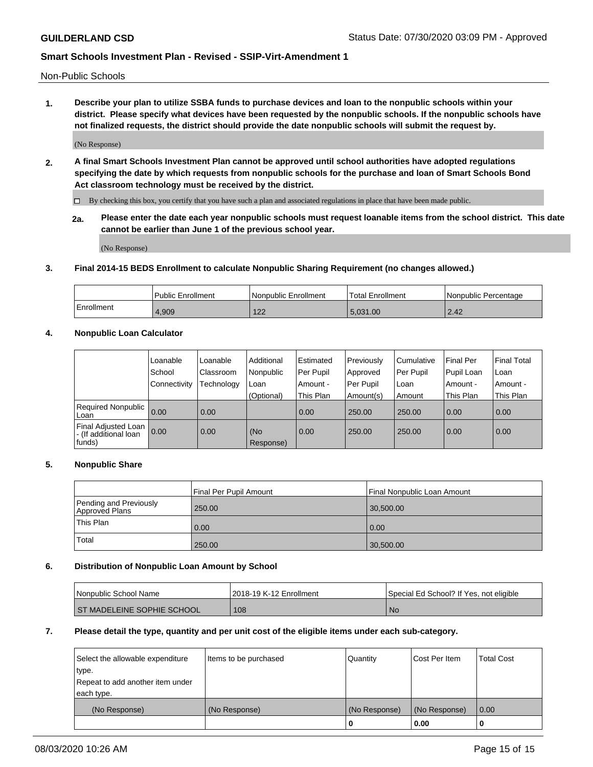Non-Public Schools

**1. Describe your plan to utilize SSBA funds to purchase devices and loan to the nonpublic schools within your district. Please specify what devices have been requested by the nonpublic schools. If the nonpublic schools have not finalized requests, the district should provide the date nonpublic schools will submit the request by.**

(No Response)

**2. A final Smart Schools Investment Plan cannot be approved until school authorities have adopted regulations specifying the date by which requests from nonpublic schools for the purchase and loan of Smart Schools Bond Act classroom technology must be received by the district.**

☐ By checking this box, you certify that you have such a plan and associated regulations in place that have been made public.

**2a. Please enter the date each year nonpublic schools must request loanable items from the school district. This date cannot be earlier than June 1 of the previous school year.**

(No Response)

**3. Final 2014-15 BEDS Enrollment to calculate Nonpublic Sharing Requirement (no changes allowed.)**

| | Public Enrollment | Nonpublic Enrollment | Total Enrollment | Nonpublic Percentage |
|---|---|---|---|---|
| Enrollment | 4,909 | 122 | 5,031.00 | 2.42 |

**4. Nonpublic Loan Calculator**

| | Loanable School Connectivity | Loanable Classroom Technology | Additional Nonpublic Loan (Optional) | Estimated Per Pupil Amount - This Plan | Previously Approved Per Pupil Amount(s) | Cumulative Per Pupil Loan Amount | Final Per Pupil Loan Amount - This Plan | Final Total Loan Amount - This Plan |
|---|---|---|---|---|---|---|---|---|
| Required Nonpublic Loan | 0.00 | 0.00 | | 0.00 | 250.00 | 250.00 | 0.00 | 0.00 |
| Final Adjusted Loan - (If additional loan funds) | 0.00 | 0.00 | (No Response) | 0.00 | 250.00 | 250.00 | 0.00 | 0.00 |

**5. Nonpublic Share**

| | Final Per Pupil Amount | Final Nonpublic Loan Amount |
|---|---|---|
| Pending and Previously Approved Plans | 250.00 | 30,500.00 |
| This Plan | 0.00 | 0.00 |
| Total | 250.00 | 30,500.00 |

**6. Distribution of Nonpublic Loan Amount by School**

| Nonpublic School Name | 2018-19 K-12 Enrollment | Special Ed School? If Yes, not eligible |
|---|---|---|
| ST MADELEINE SOPHIE SCHOOL | 108 | No |

**7. Please detail the type, quantity and per unit cost of the eligible items under each sub-category.**

| Select the allowable expenditure type. Repeat to add another item under each type. | Items to be purchased | Quantity | Cost Per Item | Total Cost |
|---|---|---|---|---|
| (No Response) | (No Response) | (No Response) | (No Response) | 0.00 |
| | | 0 | 0.00 | 0 |